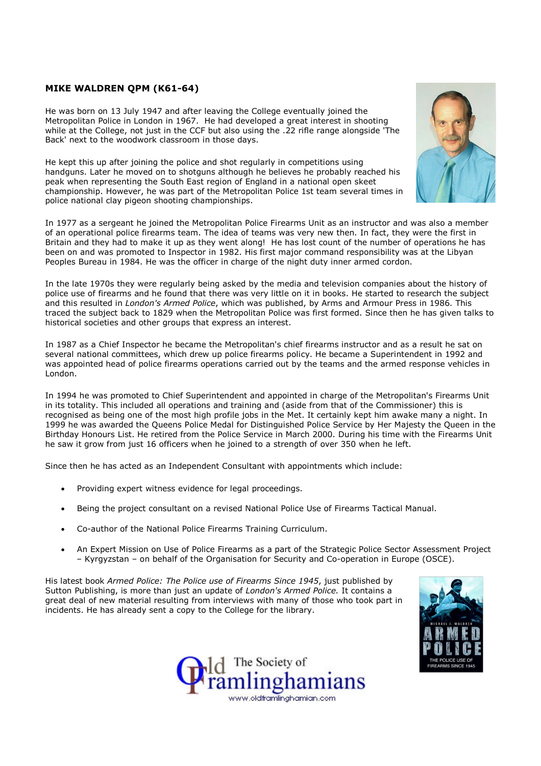## MIKE WALDREN QPM (K61-64)

He was born on 13 July 1947 and after leaving the College eventually joined the Metropolitan Police in London in 1967. He had developed a great interest in shooting while at the College, not just in the CCF but also using the .22 rifle range alongside 'The Back' next to the woodwork classroom in those days.

He kept this up after joining the police and shot regularly in competitions using handguns. Later he moved on to shotguns although he believes he probably reached his peak when representing the South East region of England in a national open skeet championship. However, he was part of the Metropolitan Police 1st team several times in police national clay pigeon shooting championships.

In 1977 as a sergeant he joined the Metropolitan Police Firearms Unit as an instructor and was also a member of an operational police firearms team. The idea of teams was very new then. In fact, they were the first in Britain and they had to make it up as they went along! He has lost count of the number of operations he has been on and was promoted to Inspector in 1982. His first major command responsibility was at the Libyan Peoples Bureau in 1984. He was the officer in charge of the night duty inner armed cordon.

In the late 1970s they were regularly being asked by the media and television companies about the history of police use of firearms and he found that there was very little on it in books. He started to research the subject and this resulted in *London's Armed Police*, which was published, by Arms and Armour Press in 1986. This traced the subject back to 1829 when the Metropolitan Police was first formed. Since then he has given talks to historical societies and other groups that express an interest.

In 1987 as a Chief Inspector he became the Metropolitan's chief firearms instructor and as a result he sat on several national committees, which drew up police firearms policy. He became a Superintendent in 1992 and was appointed head of police firearms operations carried out by the teams and the armed response vehicles in London.

In 1994 he was promoted to Chief Superintendent and appointed in charge of the Metropolitan's Firearms Unit in its totality. This included all operations and training and (aside from that of the Commissioner) this is recognised as being one of the most high profile jobs in the Met. It certainly kept him awake many a night. In 1999 he was awarded the Queens Police Medal for Distinguished Police Service by Her Majesty the Queen in the Birthday Honours List. He retired from the Police Service in March 2000. During his time with the Firearms Unit he saw it grow from just 16 officers when he joined to a strength of over 350 when he left.

Since then he has acted as an Independent Consultant with appointments which include:

- Providing expert witness evidence for legal proceedings.
- Being the project consultant on a revised National Police Use of Firearms Tactical Manual.
- Co-author of the National Police Firearms Training Curriculum.
- An Expert Mission on Use of Police Firearms as a part of the Strategic Police Sector Assessment Project – Kyrgyzstan – on behalf of the Organisation for Security and Co-operation in Europe (OSCE).

His latest book *Armed Police: The Police use of Firearms Since 1945*, just published by Sutton Publishing, is more than just an update of *London's Armed Police.* It contains a great deal of new material resulting from interviews with many of those who took part in incidents. He has already sent a copy to the College for the library.

Old Framlinghamians – The Society of
www.oldframlinghamian.com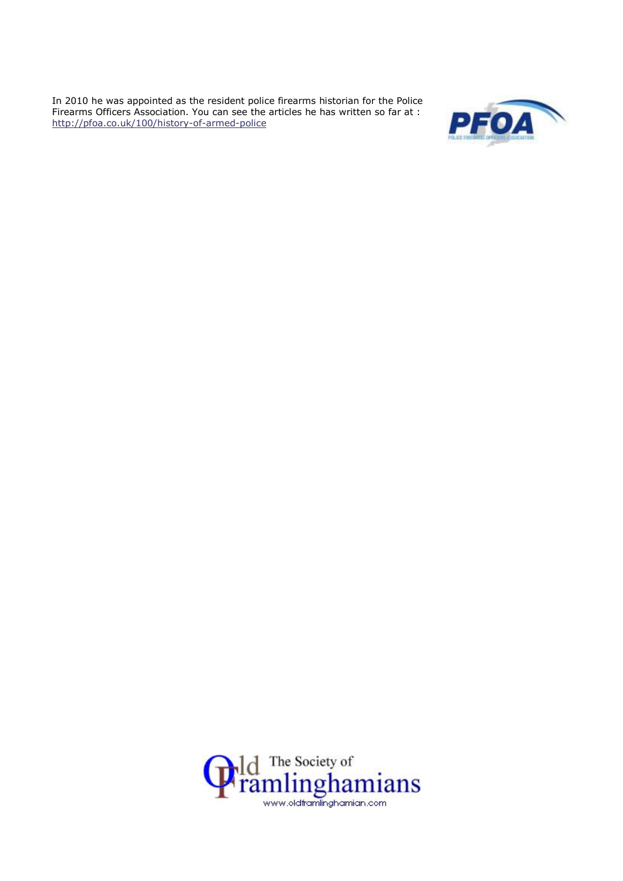In 2010 he was appointed as the resident police firearms historian for the Police Firearms Officers Association. You can see the articles he has written so far at : http://pfoa.co.uk/100/history-of-armed-police